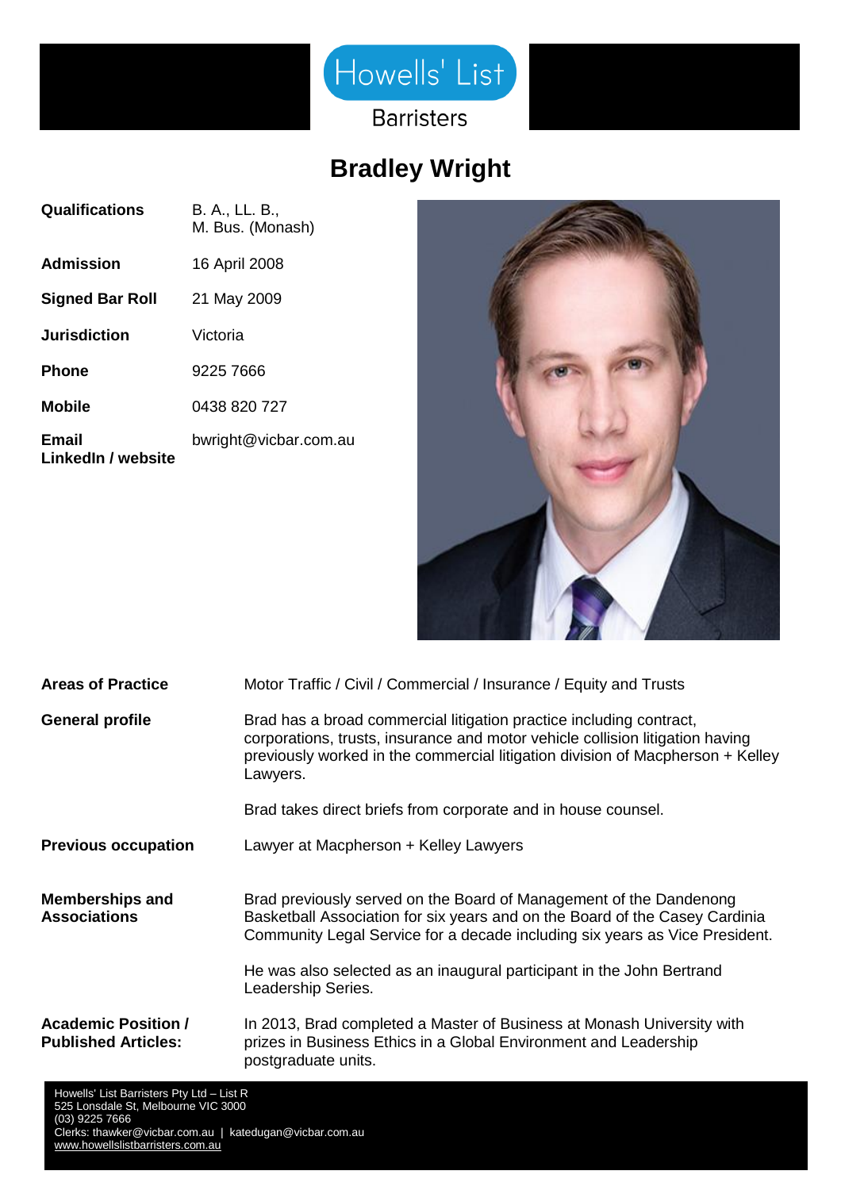Howells' List

Barristers

# Bradley Wright

| | |
|---|---|
| **Qualifications** | B. A., LL. B., M. Bus. (Monash) |
| **Admission** | 16 April 2008 |
| **Signed Bar Roll** | 21 May 2009 |
| **Jurisdiction** | Victoria |
| **Phone** | 9225 7666 |
| **Mobile** | 0438 820 727 |
| **Email** | bwright@vicbar.com.au |
| **LinkedIn / website** | |

| | |
|---|---|
| **Areas of Practice** | Motor Traffic / Civil / Commercial / Insurance / Equity and Trusts |
| **General profile** | Brad has a broad commercial litigation practice including contract, corporations, trusts, insurance and motor vehicle collision litigation having previously worked in the commercial litigation division of Macpherson + Kelley Lawyers. <br><br> Brad takes direct briefs from corporate and in house counsel. |
| **Previous occupation** | Lawyer at Macpherson + Kelley Lawyers |
| **Memberships and Associations** | Brad previously served on the Board of Management of the Dandenong Basketball Association for six years and on the Board of the Casey Cardinia Community Legal Service for a decade including six years as Vice President. <br><br> He was also selected as an inaugural participant in the John Bertrand Leadership Series. |
| **Academic Position / Published Articles:** | In 2013, Brad completed a Master of Business at Monash University with prizes in Business Ethics in a Global Environment and Leadership postgraduate units. |

Howells' List Barristers Pty Ltd – List R
525 Lonsdale St, Melbourne VIC 3000
(03) 9225 7666
Clerks: thawker@vicbar.com.au | katedugan@vicbar.com.au
www.howellslistbarristers.com.au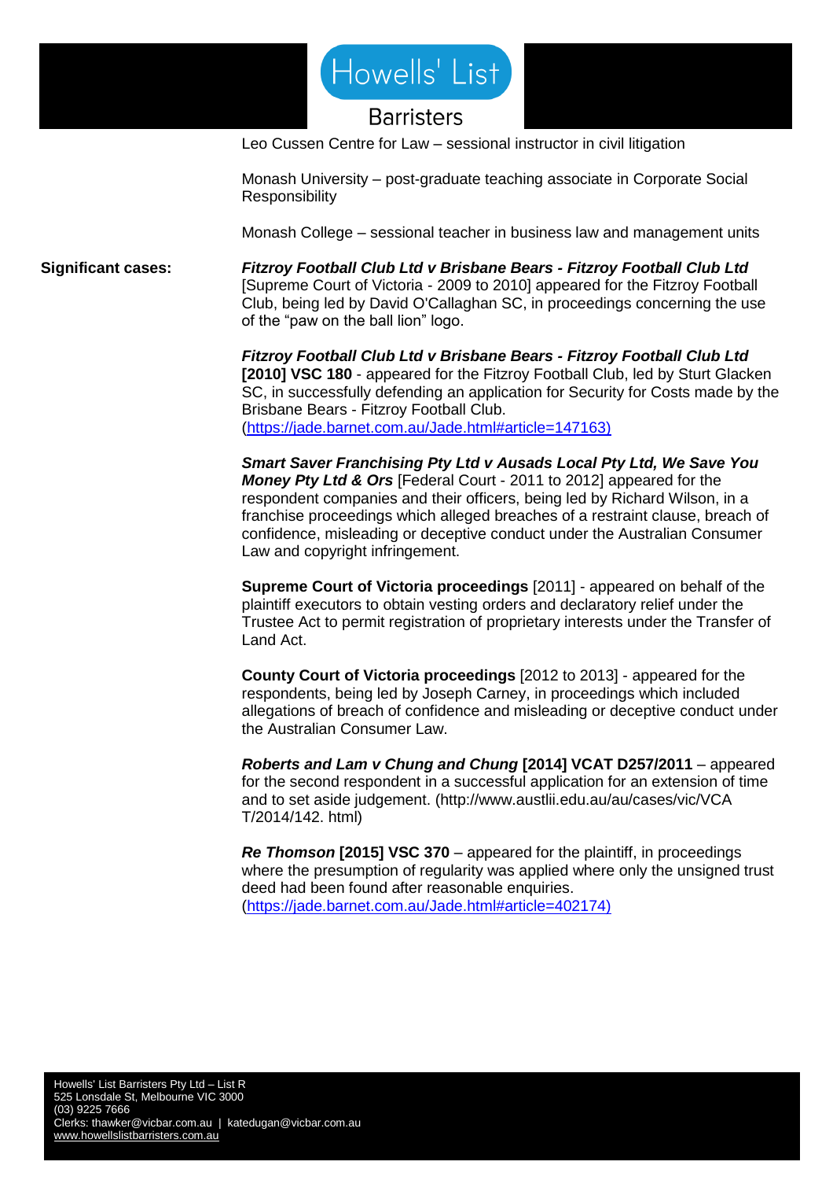Leo Cussen Centre for Law – sessional instructor in civil litigation

Monash University – post-graduate teaching associate in Corporate Social Responsibility

Monash College – sessional teacher in business law and management units

**Significant cases:**

***Fitzroy Football Club Ltd v Brisbane Bears - Fitzroy Football Club Ltd*** [Supreme Court of Victoria - 2009 to 2010] appeared for the Fitzroy Football Club, being led by David O'Callaghan SC, in proceedings concerning the use of the "paw on the ball lion" logo.

***Fitzroy Football Club Ltd v Brisbane Bears - Fitzroy Football Club Ltd*** **[2010] VSC 180** - appeared for the Fitzroy Football Club, led by Sturt Glacken SC, in successfully defending an application for Security for Costs made by the Brisbane Bears - Fitzroy Football Club. (https://jade.barnet.com.au/Jade.html#article=147163)

***Smart Saver Franchising Pty Ltd v Ausads Local Pty Ltd, We Save You Money Pty Ltd & Ors*** [Federal Court - 2011 to 2012] appeared for the respondent companies and their officers, being led by Richard Wilson, in a franchise proceedings which alleged breaches of a restraint clause, breach of confidence, misleading or deceptive conduct under the Australian Consumer Law and copyright infringement.

**Supreme Court of Victoria proceedings** [2011] - appeared on behalf of the plaintiff executors to obtain vesting orders and declaratory relief under the Trustee Act to permit registration of proprietary interests under the Transfer of Land Act.

**County Court of Victoria proceedings** [2012 to 2013] - appeared for the respondents, being led by Joseph Carney, in proceedings which included allegations of breach of confidence and misleading or deceptive conduct under the Australian Consumer Law.

***Roberts and Lam v Chung and Chung*** **[2014] VCAT D257/2011** – appeared for the second respondent in a successful application for an extension of time and to set aside judgement. (http://www.austlii.edu.au/au/cases/vic/VCAT/2014/142.html)

***Re Thomson*** **[2015] VSC 370** – appeared for the plaintiff, in proceedings where the presumption of regularity was applied where only the unsigned trust deed had been found after reasonable enquiries. (https://jade.barnet.com.au/Jade.html#article=402174)